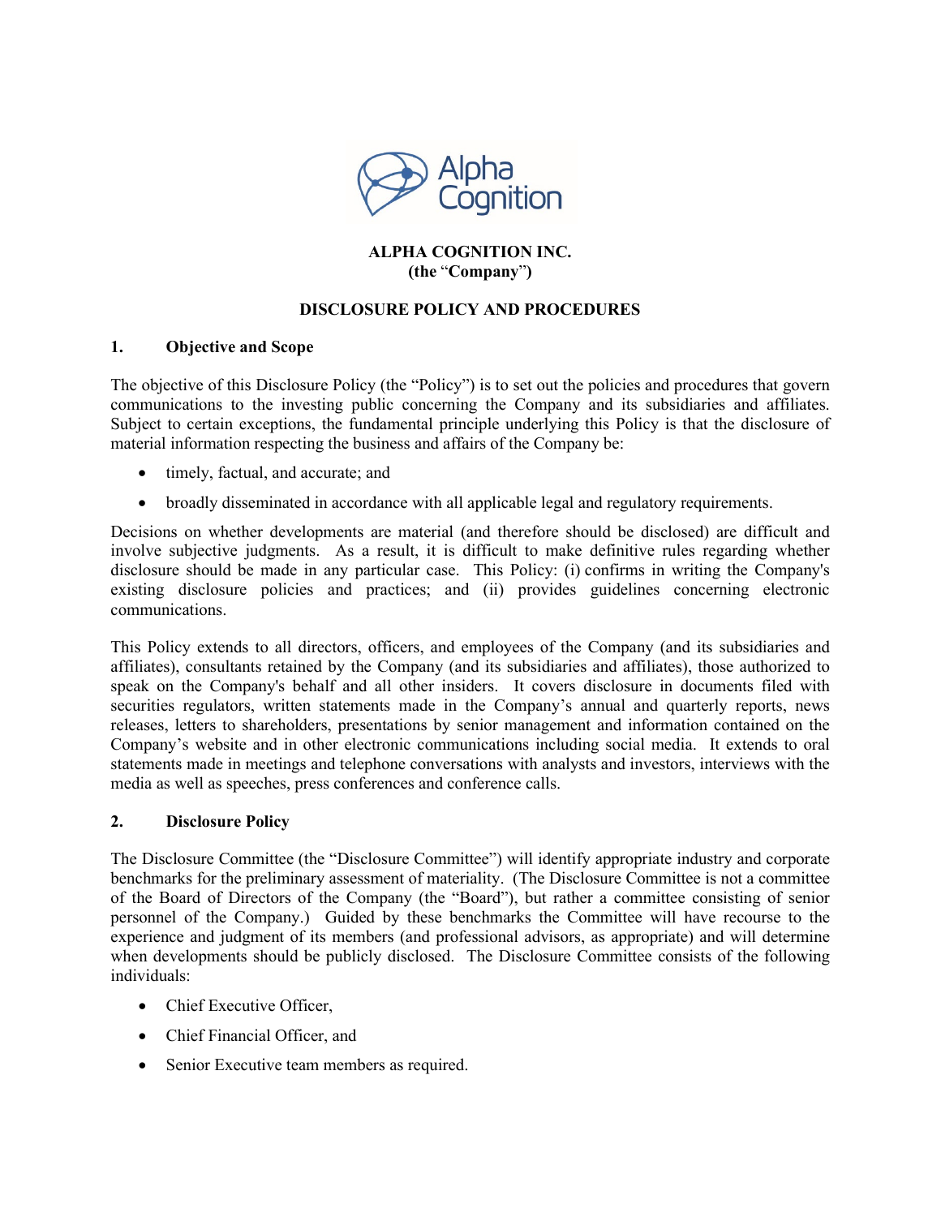**ALPHA COGNITION INC.**
**(the "Company")**

**DISCLOSURE POLICY AND PROCEDURES**

## 1. Objective and Scope

The objective of this Disclosure Policy (the "Policy") is to set out the policies and procedures that govern communications to the investing public concerning the Company and its subsidiaries and affiliates. Subject to certain exceptions, the fundamental principle underlying this Policy is that the disclosure of material information respecting the business and affairs of the Company be:

- timely, factual, and accurate; and
- broadly disseminated in accordance with all applicable legal and regulatory requirements.

Decisions on whether developments are material (and therefore should be disclosed) are difficult and involve subjective judgments. As a result, it is difficult to make definitive rules regarding whether disclosure should be made in any particular case. This Policy: (i) confirms in writing the Company's existing disclosure policies and practices; and (ii) provides guidelines concerning electronic communications.

This Policy extends to all directors, officers, and employees of the Company (and its subsidiaries and affiliates), consultants retained by the Company (and its subsidiaries and affiliates), those authorized to speak on the Company's behalf and all other insiders. It covers disclosure in documents filed with securities regulators, written statements made in the Company's annual and quarterly reports, news releases, letters to shareholders, presentations by senior management and information contained on the Company's website and in other electronic communications including social media. It extends to oral statements made in meetings and telephone conversations with analysts and investors, interviews with the media as well as speeches, press conferences and conference calls.

## 2. Disclosure Policy

The Disclosure Committee (the "Disclosure Committee") will identify appropriate industry and corporate benchmarks for the preliminary assessment of materiality. (The Disclosure Committee is not a committee of the Board of Directors of the Company (the "Board"), but rather a committee consisting of senior personnel of the Company.) Guided by these benchmarks the Committee will have recourse to the experience and judgment of its members (and professional advisors, as appropriate) and will determine when developments should be publicly disclosed. The Disclosure Committee consists of the following individuals:

- Chief Executive Officer,
- Chief Financial Officer, and
- Senior Executive team members as required.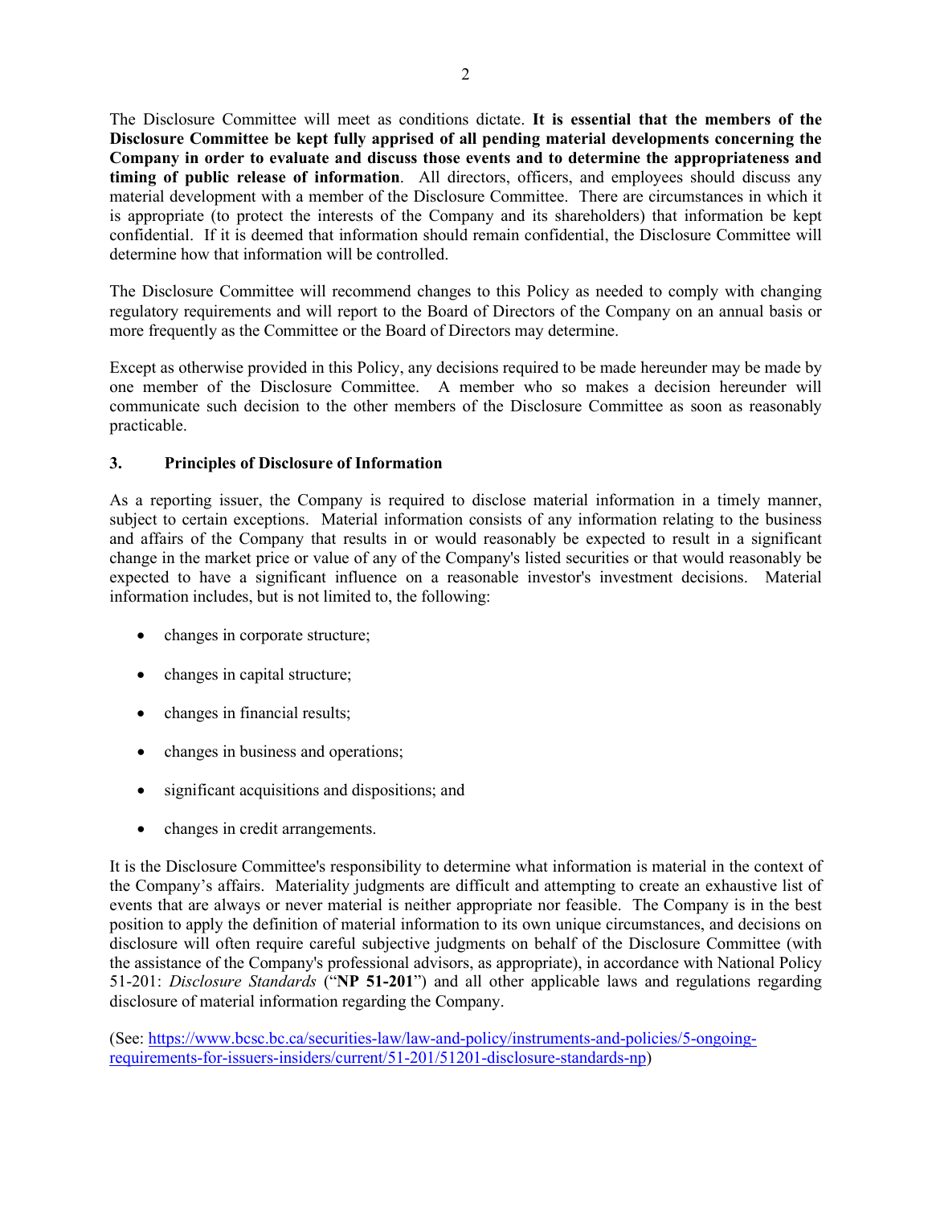The Disclosure Committee will meet as conditions dictate. **It is essential that the members of the Disclosure Committee be kept fully apprised of all pending material developments concerning the Company in order to evaluate and discuss those events and to determine the appropriateness and timing of public release of information**. All directors, officers, and employees should discuss any material development with a member of the Disclosure Committee. There are circumstances in which it is appropriate (to protect the interests of the Company and its shareholders) that information be kept confidential. If it is deemed that information should remain confidential, the Disclosure Committee will determine how that information will be controlled.

The Disclosure Committee will recommend changes to this Policy as needed to comply with changing regulatory requirements and will report to the Board of Directors of the Company on an annual basis or more frequently as the Committee or the Board of Directors may determine.

Except as otherwise provided in this Policy, any decisions required to be made hereunder may be made by one member of the Disclosure Committee. A member who so makes a decision hereunder will communicate such decision to the other members of the Disclosure Committee as soon as reasonably practicable.

## 3. Principles of Disclosure of Information

As a reporting issuer, the Company is required to disclose material information in a timely manner, subject to certain exceptions. Material information consists of any information relating to the business and affairs of the Company that results in or would reasonably be expected to result in a significant change in the market price or value of any of the Company's listed securities or that would reasonably be expected to have a significant influence on a reasonable investor's investment decisions. Material information includes, but is not limited to, the following:

- changes in corporate structure;
- changes in capital structure;
- changes in financial results;
- changes in business and operations;
- significant acquisitions and dispositions; and
- changes in credit arrangements.

It is the Disclosure Committee's responsibility to determine what information is material in the context of the Company's affairs. Materiality judgments are difficult and attempting to create an exhaustive list of events that are always or never material is neither appropriate nor feasible. The Company is in the best position to apply the definition of material information to its own unique circumstances, and decisions on disclosure will often require careful subjective judgments on behalf of the Disclosure Committee (with the assistance of the Company's professional advisors, as appropriate), in accordance with National Policy 51-201: *Disclosure Standards* ("**NP 51-201**") and all other applicable laws and regulations regarding disclosure of material information regarding the Company.

(See: [https://www.bcsc.bc.ca/securities-law/law-and-policy/instruments-and-policies/5-ongoing-requirements-for-issuers-insiders/current/51-201/51201-disclosure-standards-np](https://www.bcsc.bc.ca/securities-law/law-and-policy/instruments-and-policies/5-ongoing-requirements-for-issuers-insiders/current/51-201/51201-disclosure-standards-np))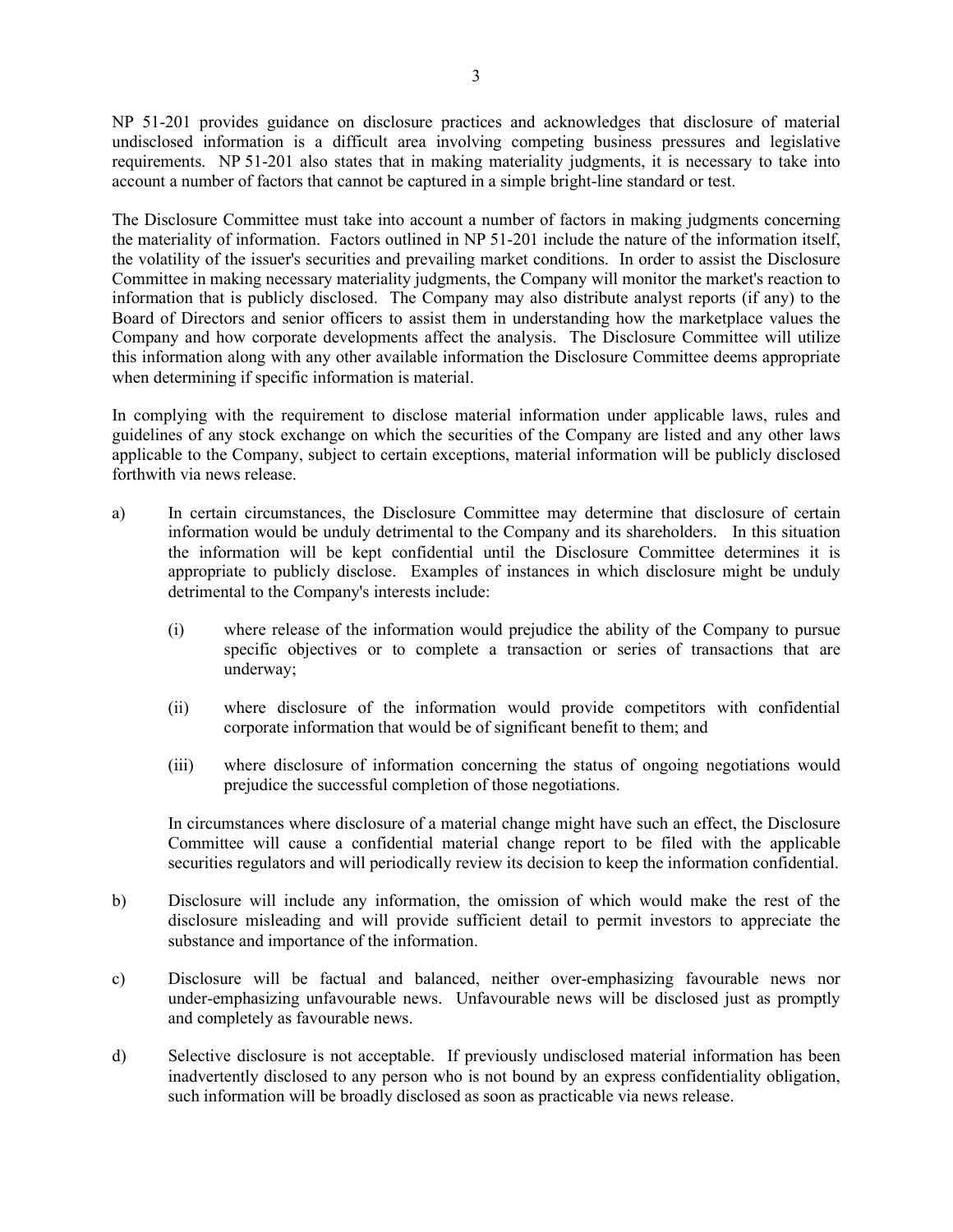NP 51-201 provides guidance on disclosure practices and acknowledges that disclosure of material undisclosed information is a difficult area involving competing business pressures and legislative requirements. NP 51-201 also states that in making materiality judgments, it is necessary to take into account a number of factors that cannot be captured in a simple bright-line standard or test.

The Disclosure Committee must take into account a number of factors in making judgments concerning the materiality of information. Factors outlined in NP 51-201 include the nature of the information itself, the volatility of the issuer's securities and prevailing market conditions. In order to assist the Disclosure Committee in making necessary materiality judgments, the Company will monitor the market's reaction to information that is publicly disclosed. The Company may also distribute analyst reports (if any) to the Board of Directors and senior officers to assist them in understanding how the marketplace values the Company and how corporate developments affect the analysis. The Disclosure Committee will utilize this information along with any other available information the Disclosure Committee deems appropriate when determining if specific information is material.

In complying with the requirement to disclose material information under applicable laws, rules and guidelines of any stock exchange on which the securities of the Company are listed and any other laws applicable to the Company, subject to certain exceptions, material information will be publicly disclosed forthwith via news release.

a) In certain circumstances, the Disclosure Committee may determine that disclosure of certain information would be unduly detrimental to the Company and its shareholders. In this situation the information will be kept confidential until the Disclosure Committee determines it is appropriate to publicly disclose. Examples of instances in which disclosure might be unduly detrimental to the Company's interests include:

   (i) where release of the information would prejudice the ability of the Company to pursue specific objectives or to complete a transaction or series of transactions that are underway;

   (ii) where disclosure of the information would provide competitors with confidential corporate information that would be of significant benefit to them; and

   (iii) where disclosure of information concerning the status of ongoing negotiations would prejudice the successful completion of those negotiations.

   In circumstances where disclosure of a material change might have such an effect, the Disclosure Committee will cause a confidential material change report to be filed with the applicable securities regulators and will periodically review its decision to keep the information confidential.

b) Disclosure will include any information, the omission of which would make the rest of the disclosure misleading and will provide sufficient detail to permit investors to appreciate the substance and importance of the information.

c) Disclosure will be factual and balanced, neither over-emphasizing favourable news nor under-emphasizing unfavourable news. Unfavourable news will be disclosed just as promptly and completely as favourable news.

d) Selective disclosure is not acceptable. If previously undisclosed material information has been inadvertently disclosed to any person who is not bound by an express confidentiality obligation, such information will be broadly disclosed as soon as practicable via news release.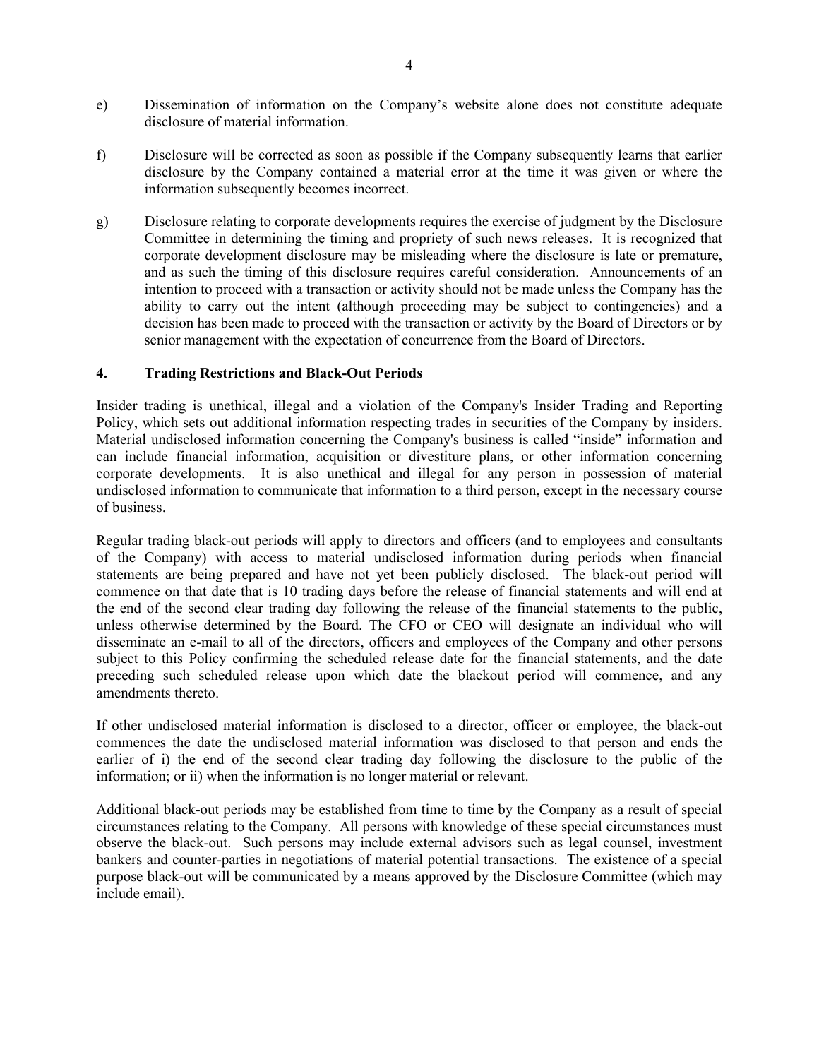e) Dissemination of information on the Company's website alone does not constitute adequate disclosure of material information.

f) Disclosure will be corrected as soon as possible if the Company subsequently learns that earlier disclosure by the Company contained a material error at the time it was given or where the information subsequently becomes incorrect.

g) Disclosure relating to corporate developments requires the exercise of judgment by the Disclosure Committee in determining the timing and propriety of such news releases. It is recognized that corporate development disclosure may be misleading where the disclosure is late or premature, and as such the timing of this disclosure requires careful consideration. Announcements of an intention to proceed with a transaction or activity should not be made unless the Company has the ability to carry out the intent (although proceeding may be subject to contingencies) and a decision has been made to proceed with the transaction or activity by the Board of Directors or by senior management with the expectation of concurrence from the Board of Directors.

## 4. Trading Restrictions and Black-Out Periods

Insider trading is unethical, illegal and a violation of the Company's Insider Trading and Reporting Policy, which sets out additional information respecting trades in securities of the Company by insiders. Material undisclosed information concerning the Company's business is called "inside" information and can include financial information, acquisition or divestiture plans, or other information concerning corporate developments. It is also unethical and illegal for any person in possession of material undisclosed information to communicate that information to a third person, except in the necessary course of business.

Regular trading black-out periods will apply to directors and officers (and to employees and consultants of the Company) with access to material undisclosed information during periods when financial statements are being prepared and have not yet been publicly disclosed. The black-out period will commence on that date that is 10 trading days before the release of financial statements and will end at the end of the second clear trading day following the release of the financial statements to the public, unless otherwise determined by the Board. The CFO or CEO will designate an individual who will disseminate an e-mail to all of the directors, officers and employees of the Company and other persons subject to this Policy confirming the scheduled release date for the financial statements, and the date preceding such scheduled release upon which date the blackout period will commence, and any amendments thereto.

If other undisclosed material information is disclosed to a director, officer or employee, the black-out commences the date the undisclosed material information was disclosed to that person and ends the earlier of i) the end of the second clear trading day following the disclosure to the public of the information; or ii) when the information is no longer material or relevant.

Additional black-out periods may be established from time to time by the Company as a result of special circumstances relating to the Company. All persons with knowledge of these special circumstances must observe the black-out. Such persons may include external advisors such as legal counsel, investment bankers and counter-parties in negotiations of material potential transactions. The existence of a special purpose black-out will be communicated by a means approved by the Disclosure Committee (which may include email).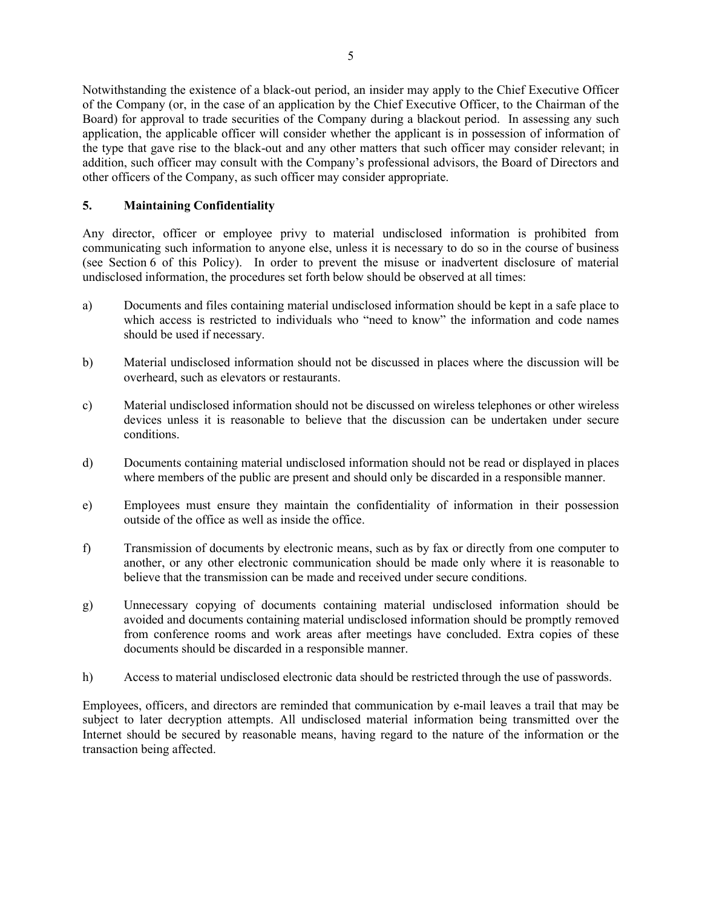Notwithstanding the existence of a black-out period, an insider may apply to the Chief Executive Officer of the Company (or, in the case of an application by the Chief Executive Officer, to the Chairman of the Board) for approval to trade securities of the Company during a blackout period. In assessing any such application, the applicable officer will consider whether the applicant is in possession of information of the type that gave rise to the black-out and any other matters that such officer may consider relevant; in addition, such officer may consult with the Company's professional advisors, the Board of Directors and other officers of the Company, as such officer may consider appropriate.

## 5. Maintaining Confidentiality

Any director, officer or employee privy to material undisclosed information is prohibited from communicating such information to anyone else, unless it is necessary to do so in the course of business (see Section 6 of this Policy). In order to prevent the misuse or inadvertent disclosure of material undisclosed information, the procedures set forth below should be observed at all times:

a) Documents and files containing material undisclosed information should be kept in a safe place to which access is restricted to individuals who "need to know" the information and code names should be used if necessary.

b) Material undisclosed information should not be discussed in places where the discussion will be overheard, such as elevators or restaurants.

c) Material undisclosed information should not be discussed on wireless telephones or other wireless devices unless it is reasonable to believe that the discussion can be undertaken under secure conditions.

d) Documents containing material undisclosed information should not be read or displayed in places where members of the public are present and should only be discarded in a responsible manner.

e) Employees must ensure they maintain the confidentiality of information in their possession outside of the office as well as inside the office.

f) Transmission of documents by electronic means, such as by fax or directly from one computer to another, or any other electronic communication should be made only where it is reasonable to believe that the transmission can be made and received under secure conditions.

g) Unnecessary copying of documents containing material undisclosed information should be avoided and documents containing material undisclosed information should be promptly removed from conference rooms and work areas after meetings have concluded. Extra copies of these documents should be discarded in a responsible manner.

h) Access to material undisclosed electronic data should be restricted through the use of passwords.

Employees, officers, and directors are reminded that communication by e-mail leaves a trail that may be subject to later decryption attempts. All undisclosed material information being transmitted over the Internet should be secured by reasonable means, having regard to the nature of the information or the transaction being affected.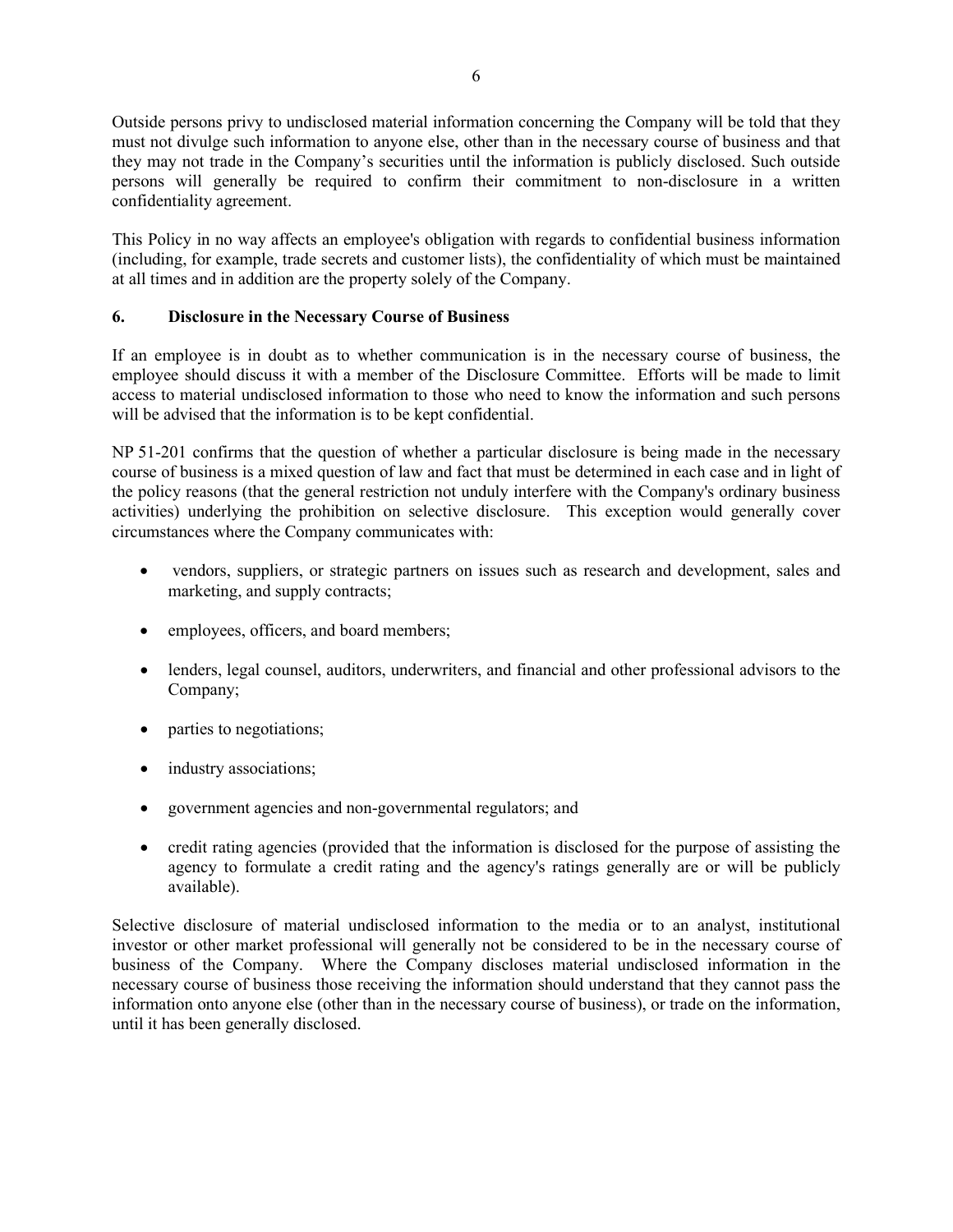Outside persons privy to undisclosed material information concerning the Company will be told that they must not divulge such information to anyone else, other than in the necessary course of business and that they may not trade in the Company's securities until the information is publicly disclosed. Such outside persons will generally be required to confirm their commitment to non-disclosure in a written confidentiality agreement.

This Policy in no way affects an employee's obligation with regards to confidential business information (including, for example, trade secrets and customer lists), the confidentiality of which must be maintained at all times and in addition are the property solely of the Company.

## 6. Disclosure in the Necessary Course of Business

If an employee is in doubt as to whether communication is in the necessary course of business, the employee should discuss it with a member of the Disclosure Committee. Efforts will be made to limit access to material undisclosed information to those who need to know the information and such persons will be advised that the information is to be kept confidential.

NP 51-201 confirms that the question of whether a particular disclosure is being made in the necessary course of business is a mixed question of law and fact that must be determined in each case and in light of the policy reasons (that the general restriction not unduly interfere with the Company's ordinary business activities) underlying the prohibition on selective disclosure. This exception would generally cover circumstances where the Company communicates with:

- vendors, suppliers, or strategic partners on issues such as research and development, sales and marketing, and supply contracts;
- employees, officers, and board members;
- lenders, legal counsel, auditors, underwriters, and financial and other professional advisors to the Company;
- parties to negotiations;
- industry associations;
- government agencies and non-governmental regulators; and
- credit rating agencies (provided that the information is disclosed for the purpose of assisting the agency to formulate a credit rating and the agency's ratings generally are or will be publicly available).

Selective disclosure of material undisclosed information to the media or to an analyst, institutional investor or other market professional will generally not be considered to be in the necessary course of business of the Company. Where the Company discloses material undisclosed information in the necessary course of business those receiving the information should understand that they cannot pass the information onto anyone else (other than in the necessary course of business), or trade on the information, until it has been generally disclosed.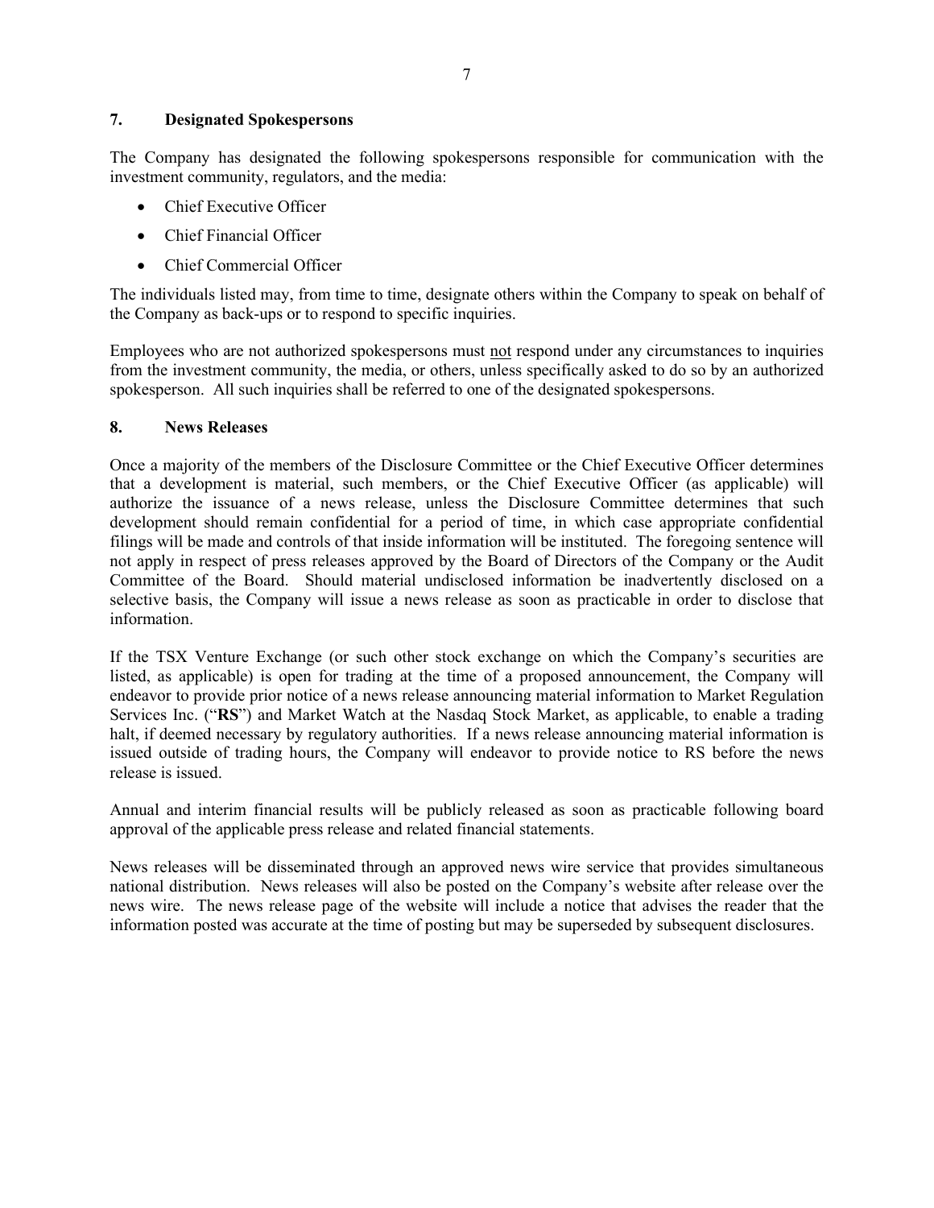## 7. Designated Spokespersons

The Company has designated the following spokespersons responsible for communication with the investment community, regulators, and the media:

- Chief Executive Officer
- Chief Financial Officer
- Chief Commercial Officer

The individuals listed may, from time to time, designate others within the Company to speak on behalf of the Company as back-ups or to respond to specific inquiries.

Employees who are not authorized spokespersons must <u>not</u> respond under any circumstances to inquiries from the investment community, the media, or others, unless specifically asked to do so by an authorized spokesperson. All such inquiries shall be referred to one of the designated spokespersons.

## 8. News Releases

Once a majority of the members of the Disclosure Committee or the Chief Executive Officer determines that a development is material, such members, or the Chief Executive Officer (as applicable) will authorize the issuance of a news release, unless the Disclosure Committee determines that such development should remain confidential for a period of time, in which case appropriate confidential filings will be made and controls of that inside information will be instituted. The foregoing sentence will not apply in respect of press releases approved by the Board of Directors of the Company or the Audit Committee of the Board. Should material undisclosed information be inadvertently disclosed on a selective basis, the Company will issue a news release as soon as practicable in order to disclose that information.

If the TSX Venture Exchange (or such other stock exchange on which the Company's securities are listed, as applicable) is open for trading at the time of a proposed announcement, the Company will endeavor to provide prior notice of a news release announcing material information to Market Regulation Services Inc. ("**RS**") and Market Watch at the Nasdaq Stock Market, as applicable, to enable a trading halt, if deemed necessary by regulatory authorities. If a news release announcing material information is issued outside of trading hours, the Company will endeavor to provide notice to RS before the news release is issued.

Annual and interim financial results will be publicly released as soon as practicable following board approval of the applicable press release and related financial statements.

News releases will be disseminated through an approved news wire service that provides simultaneous national distribution. News releases will also be posted on the Company's website after release over the news wire. The news release page of the website will include a notice that advises the reader that the information posted was accurate at the time of posting but may be superseded by subsequent disclosures.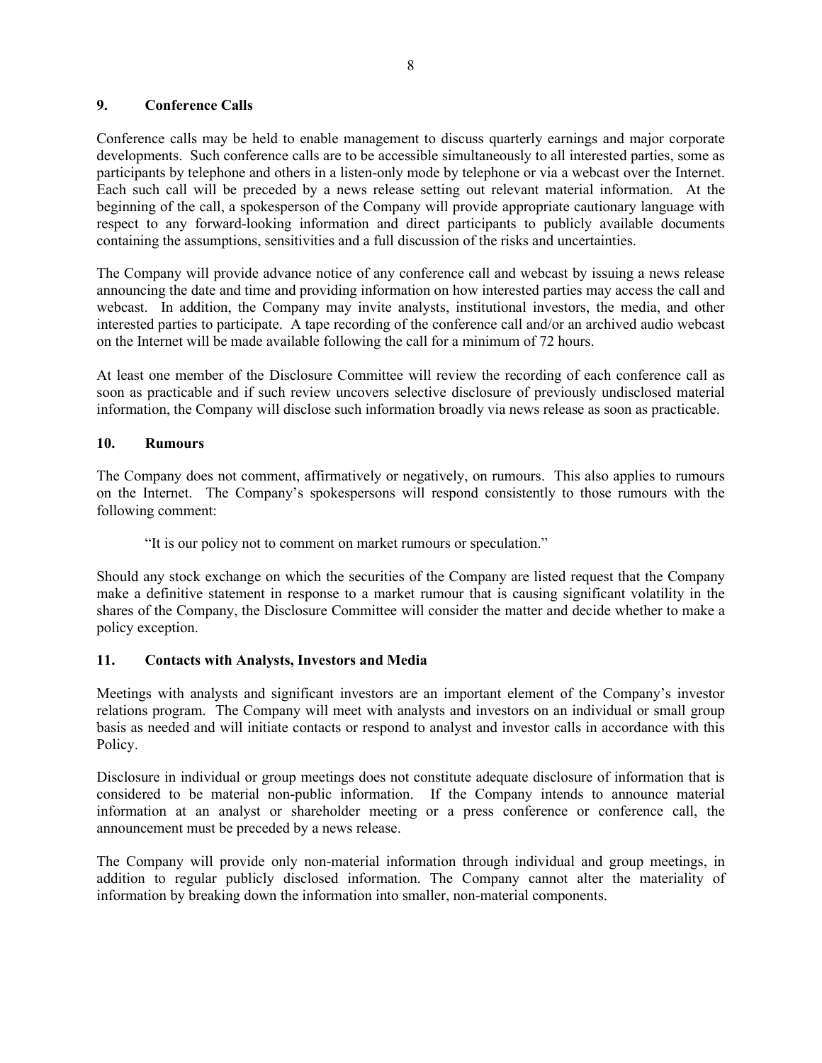## 9. Conference Calls

Conference calls may be held to enable management to discuss quarterly earnings and major corporate developments. Such conference calls are to be accessible simultaneously to all interested parties, some as participants by telephone and others in a listen-only mode by telephone or via a webcast over the Internet. Each such call will be preceded by a news release setting out relevant material information. At the beginning of the call, a spokesperson of the Company will provide appropriate cautionary language with respect to any forward-looking information and direct participants to publicly available documents containing the assumptions, sensitivities and a full discussion of the risks and uncertainties.

The Company will provide advance notice of any conference call and webcast by issuing a news release announcing the date and time and providing information on how interested parties may access the call and webcast. In addition, the Company may invite analysts, institutional investors, the media, and other interested parties to participate. A tape recording of the conference call and/or an archived audio webcast on the Internet will be made available following the call for a minimum of 72 hours.

At least one member of the Disclosure Committee will review the recording of each conference call as soon as practicable and if such review uncovers selective disclosure of previously undisclosed material information, the Company will disclose such information broadly via news release as soon as practicable.

## 10. Rumours

The Company does not comment, affirmatively or negatively, on rumours. This also applies to rumours on the Internet. The Company's spokespersons will respond consistently to those rumours with the following comment:

> "It is our policy not to comment on market rumours or speculation."

Should any stock exchange on which the securities of the Company are listed request that the Company make a definitive statement in response to a market rumour that is causing significant volatility in the shares of the Company, the Disclosure Committee will consider the matter and decide whether to make a policy exception.

## 11. Contacts with Analysts, Investors and Media

Meetings with analysts and significant investors are an important element of the Company's investor relations program. The Company will meet with analysts and investors on an individual or small group basis as needed and will initiate contacts or respond to analyst and investor calls in accordance with this Policy.

Disclosure in individual or group meetings does not constitute adequate disclosure of information that is considered to be material non-public information. If the Company intends to announce material information at an analyst or shareholder meeting or a press conference or conference call, the announcement must be preceded by a news release.

The Company will provide only non-material information through individual and group meetings, in addition to regular publicly disclosed information. The Company cannot alter the materiality of information by breaking down the information into smaller, non-material components.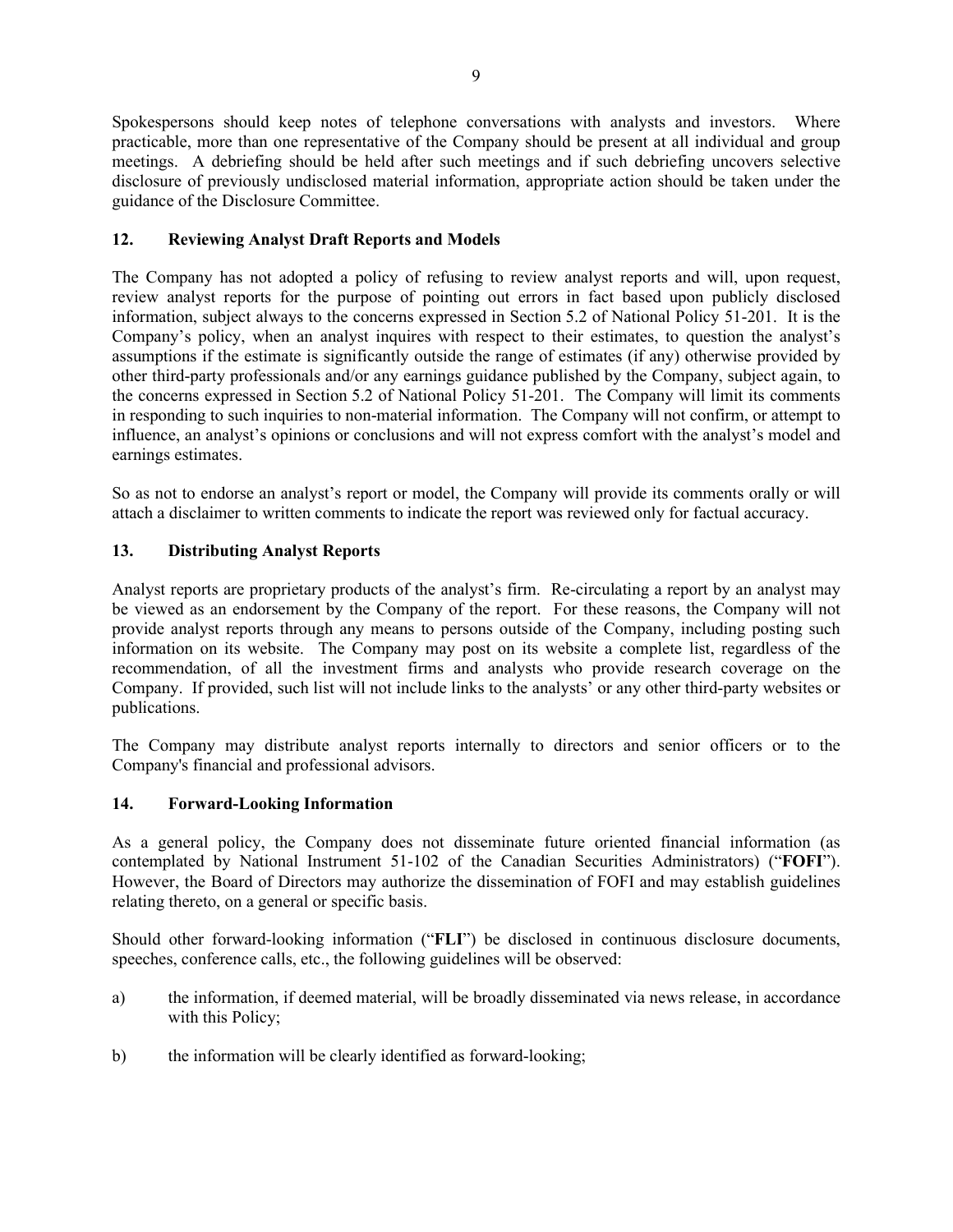Spokespersons should keep notes of telephone conversations with analysts and investors. Where practicable, more than one representative of the Company should be present at all individual and group meetings. A debriefing should be held after such meetings and if such debriefing uncovers selective disclosure of previously undisclosed material information, appropriate action should be taken under the guidance of the Disclosure Committee.

## 12. Reviewing Analyst Draft Reports and Models

The Company has not adopted a policy of refusing to review analyst reports and will, upon request, review analyst reports for the purpose of pointing out errors in fact based upon publicly disclosed information, subject always to the concerns expressed in Section 5.2 of National Policy 51-201. It is the Company's policy, when an analyst inquires with respect to their estimates, to question the analyst's assumptions if the estimate is significantly outside the range of estimates (if any) otherwise provided by other third-party professionals and/or any earnings guidance published by the Company, subject again, to the concerns expressed in Section 5.2 of National Policy 51-201. The Company will limit its comments in responding to such inquiries to non-material information. The Company will not confirm, or attempt to influence, an analyst's opinions or conclusions and will not express comfort with the analyst's model and earnings estimates.

So as not to endorse an analyst's report or model, the Company will provide its comments orally or will attach a disclaimer to written comments to indicate the report was reviewed only for factual accuracy.

## 13. Distributing Analyst Reports

Analyst reports are proprietary products of the analyst's firm. Re-circulating a report by an analyst may be viewed as an endorsement by the Company of the report. For these reasons, the Company will not provide analyst reports through any means to persons outside of the Company, including posting such information on its website. The Company may post on its website a complete list, regardless of the recommendation, of all the investment firms and analysts who provide research coverage on the Company. If provided, such list will not include links to the analysts' or any other third-party websites or publications.

The Company may distribute analyst reports internally to directors and senior officers or to the Company's financial and professional advisors.

## 14. Forward-Looking Information

As a general policy, the Company does not disseminate future oriented financial information (as contemplated by National Instrument 51-102 of the Canadian Securities Administrators) ("**FOFI**"). However, the Board of Directors may authorize the dissemination of FOFI and may establish guidelines relating thereto, on a general or specific basis.

Should other forward-looking information ("**FLI**") be disclosed in continuous disclosure documents, speeches, conference calls, etc., the following guidelines will be observed:

a) the information, if deemed material, will be broadly disseminated via news release, in accordance with this Policy;

b) the information will be clearly identified as forward-looking;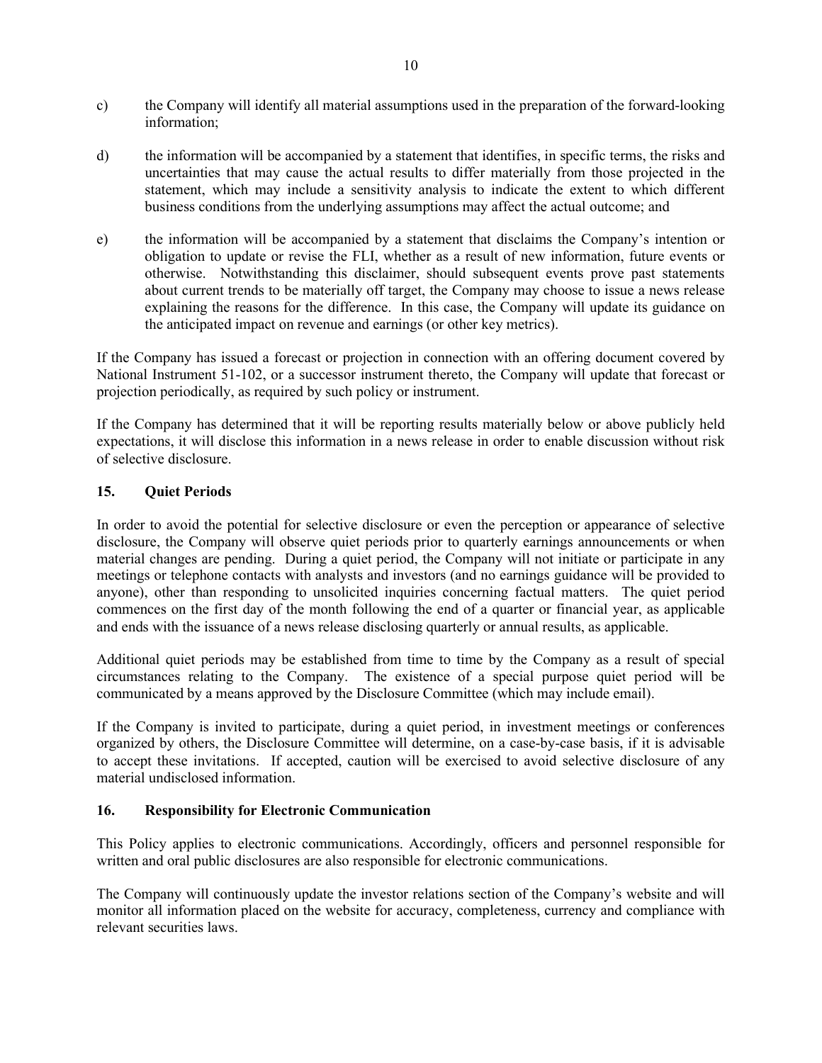c) the Company will identify all material assumptions used in the preparation of the forward-looking information;

d) the information will be accompanied by a statement that identifies, in specific terms, the risks and uncertainties that may cause the actual results to differ materially from those projected in the statement, which may include a sensitivity analysis to indicate the extent to which different business conditions from the underlying assumptions may affect the actual outcome; and

e) the information will be accompanied by a statement that disclaims the Company's intention or obligation to update or revise the FLI, whether as a result of new information, future events or otherwise. Notwithstanding this disclaimer, should subsequent events prove past statements about current trends to be materially off target, the Company may choose to issue a news release explaining the reasons for the difference. In this case, the Company will update its guidance on the anticipated impact on revenue and earnings (or other key metrics).

If the Company has issued a forecast or projection in connection with an offering document covered by National Instrument 51-102, or a successor instrument thereto, the Company will update that forecast or projection periodically, as required by such policy or instrument.

If the Company has determined that it will be reporting results materially below or above publicly held expectations, it will disclose this information in a news release in order to enable discussion without risk of selective disclosure.

## 15. Quiet Periods

In order to avoid the potential for selective disclosure or even the perception or appearance of selective disclosure, the Company will observe quiet periods prior to quarterly earnings announcements or when material changes are pending. During a quiet period, the Company will not initiate or participate in any meetings or telephone contacts with analysts and investors (and no earnings guidance will be provided to anyone), other than responding to unsolicited inquiries concerning factual matters. The quiet period commences on the first day of the month following the end of a quarter or financial year, as applicable and ends with the issuance of a news release disclosing quarterly or annual results, as applicable.

Additional quiet periods may be established from time to time by the Company as a result of special circumstances relating to the Company. The existence of a special purpose quiet period will be communicated by a means approved by the Disclosure Committee (which may include email).

If the Company is invited to participate, during a quiet period, in investment meetings or conferences organized by others, the Disclosure Committee will determine, on a case-by-case basis, if it is advisable to accept these invitations. If accepted, caution will be exercised to avoid selective disclosure of any material undisclosed information.

## 16. Responsibility for Electronic Communication

This Policy applies to electronic communications. Accordingly, officers and personnel responsible for written and oral public disclosures are also responsible for electronic communications.

The Company will continuously update the investor relations section of the Company's website and will monitor all information placed on the website for accuracy, completeness, currency and compliance with relevant securities laws.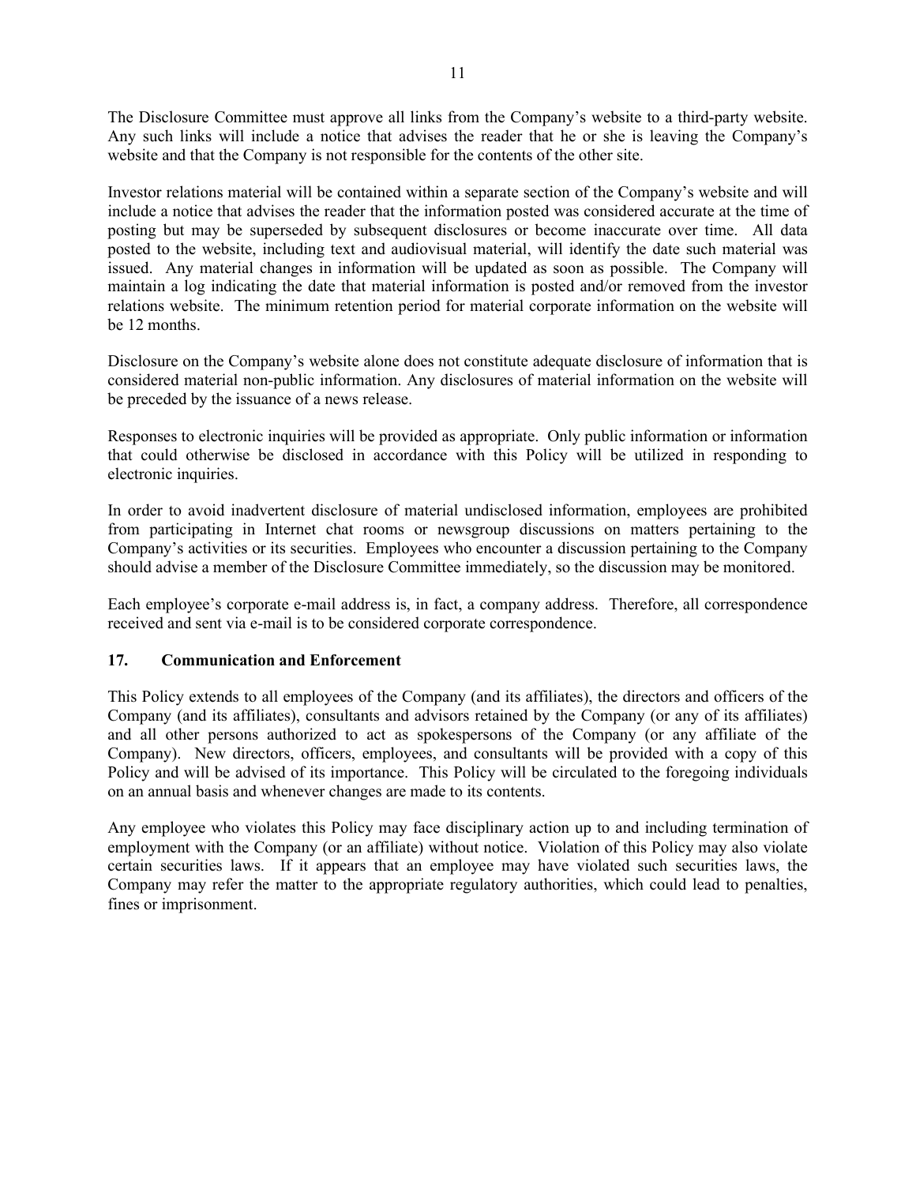The Disclosure Committee must approve all links from the Company's website to a third-party website. Any such links will include a notice that advises the reader that he or she is leaving the Company's website and that the Company is not responsible for the contents of the other site.

Investor relations material will be contained within a separate section of the Company's website and will include a notice that advises the reader that the information posted was considered accurate at the time of posting but may be superseded by subsequent disclosures or become inaccurate over time. All data posted to the website, including text and audiovisual material, will identify the date such material was issued. Any material changes in information will be updated as soon as possible. The Company will maintain a log indicating the date that material information is posted and/or removed from the investor relations website. The minimum retention period for material corporate information on the website will be 12 months.

Disclosure on the Company's website alone does not constitute adequate disclosure of information that is considered material non-public information. Any disclosures of material information on the website will be preceded by the issuance of a news release.

Responses to electronic inquiries will be provided as appropriate. Only public information or information that could otherwise be disclosed in accordance with this Policy will be utilized in responding to electronic inquiries.

In order to avoid inadvertent disclosure of material undisclosed information, employees are prohibited from participating in Internet chat rooms or newsgroup discussions on matters pertaining to the Company's activities or its securities. Employees who encounter a discussion pertaining to the Company should advise a member of the Disclosure Committee immediately, so the discussion may be monitored.

Each employee's corporate e-mail address is, in fact, a company address. Therefore, all correspondence received and sent via e-mail is to be considered corporate correspondence.

## 17. Communication and Enforcement

This Policy extends to all employees of the Company (and its affiliates), the directors and officers of the Company (and its affiliates), consultants and advisors retained by the Company (or any of its affiliates) and all other persons authorized to act as spokespersons of the Company (or any affiliate of the Company). New directors, officers, employees, and consultants will be provided with a copy of this Policy and will be advised of its importance. This Policy will be circulated to the foregoing individuals on an annual basis and whenever changes are made to its contents.

Any employee who violates this Policy may face disciplinary action up to and including termination of employment with the Company (or an affiliate) without notice. Violation of this Policy may also violate certain securities laws. If it appears that an employee may have violated such securities laws, the Company may refer the matter to the appropriate regulatory authorities, which could lead to penalties, fines or imprisonment.